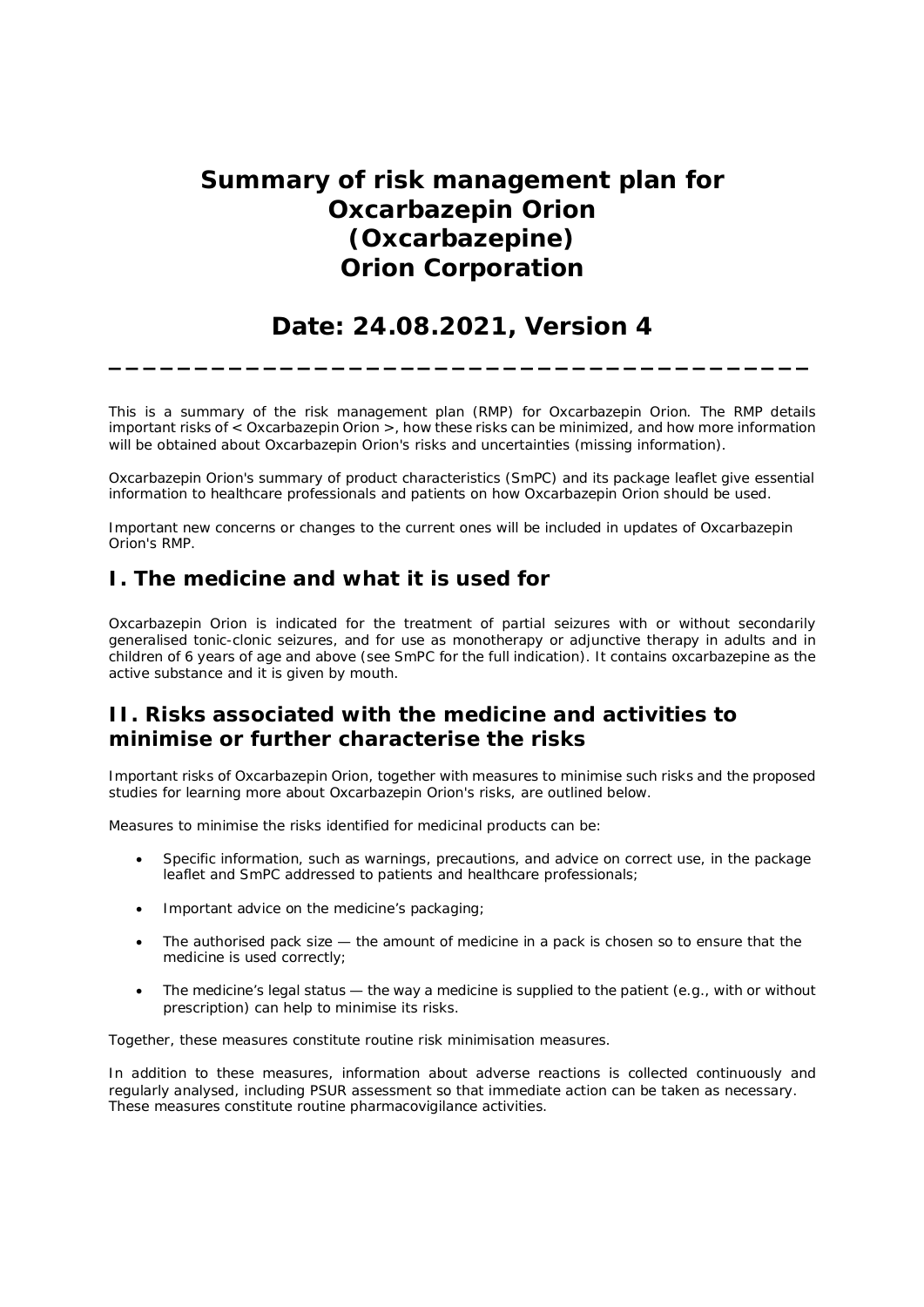# Summary of risk management plan for Oxcarbazepin Orion (Oxcarbazepine) Orion Corporation

## Date: 24.08.2021, Version 4

---

This is a summary of the risk management plan (RMP) for Oxcarbazepin Orion. The RMP details important risks of < Oxcarbazepin Orion >, how these risks can be minimized, and how more information will be obtained about Oxcarbazepin Orion's risks and uncertainties (missing information).

Oxcarbazepin Orion's summary of product characteristics (SmPC) and its package leaflet give essential information to healthcare professionals and patients on how Oxcarbazepin Orion should be used.

Important new concerns or changes to the current ones will be included in updates of Oxcarbazepin Orion's RMP.

## I. The medicine and what it is used for

Oxcarbazepin Orion is indicated for the treatment of partial seizures with or without secondarily generalised tonic-clonic seizures, and for use as monotherapy or adjunctive therapy in adults and in children of 6 years of age and above (see SmPC for the full indication). It contains oxcarbazepine as the active substance and it is given by mouth.

## II. Risks associated with the medicine and activities to minimise or further characterise the risks

Important risks of Oxcarbazepin Orion, together with measures to minimise such risks and the proposed studies for learning more about Oxcarbazepin Orion's risks, are outlined below.

Measures to minimise the risks identified for medicinal products can be:

- Specific information, such as warnings, precautions, and advice on correct use, in the package leaflet and SmPC addressed to patients and healthcare professionals;
- Important advice on the medicine's packaging;
- The authorised pack size — the amount of medicine in a pack is chosen so to ensure that the medicine is used correctly;
- The medicine's legal status — the way a medicine is supplied to the patient (e.g., with or without prescription) can help to minimise its risks.

Together, these measures constitute routine risk minimisation measures.

In addition to these measures, information about adverse reactions is collected continuously and regularly analysed, including PSUR assessment so that immediate action can be taken as necessary. These measures constitute routine pharmacovigilance activities.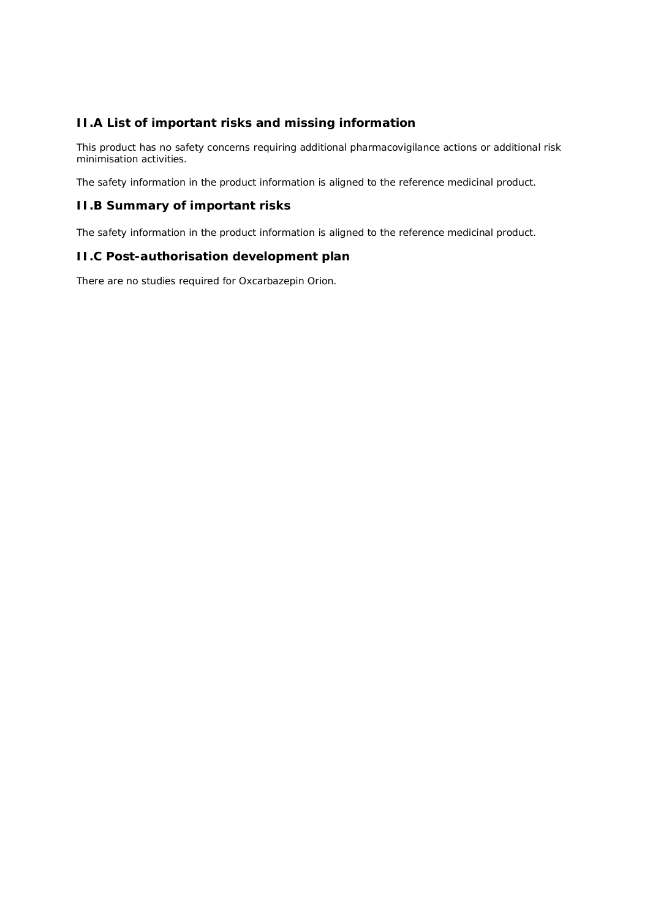## II.A List of important risks and missing information

This product has no safety concerns requiring additional pharmacovigilance actions or additional risk minimisation activities.

The safety information in the product information is aligned to the reference medicinal product.

## II.B Summary of important risks

The safety information in the product information is aligned to the reference medicinal product.

## II.C Post-authorisation development plan

There are no studies required for Oxcarbazepin Orion.